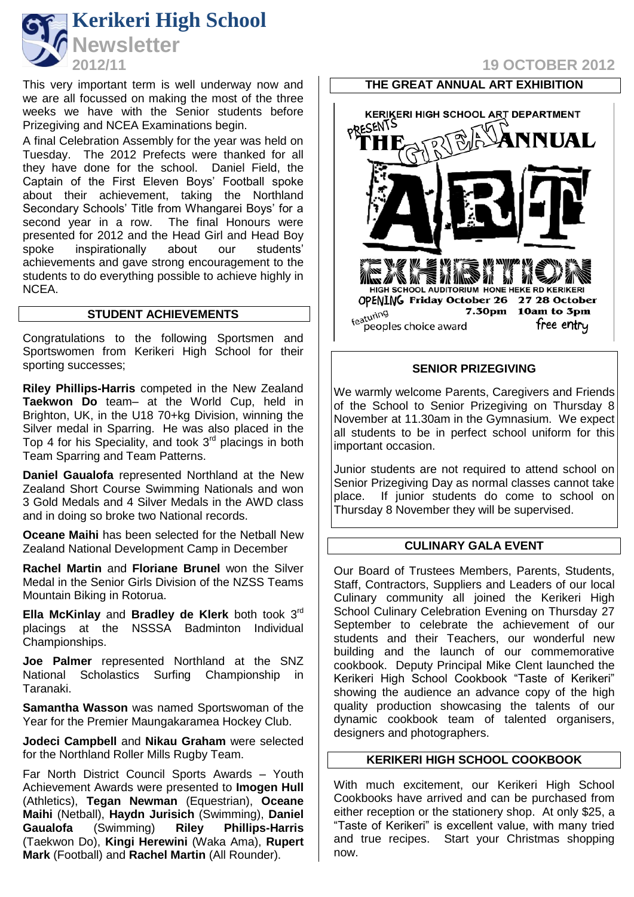# Kerikeri High School

## Newsletter

**2012/11** — **19 OCTOBER 2012**

This very important term is well underway now and we are all focussed on making the most of the three weeks we have with the Senior students before Prizegiving and NCEA Examinations begin.

A final Celebration Assembly for the year was held on Tuesday. The 2012 Prefects were thanked for all they have done for the school. Daniel Field, the Captain of the First Eleven Boys' Football spoke about their achievement, taking the Northland Secondary Schools' Title from Whangarei Boys' for a second year in a row. The final Honours were presented for 2012 and the Head Girl and Head Boy spoke inspirationally about our students' achievements and gave strong encouragement to the students to do everything possible to achieve highly in NCEA.

## STUDENT ACHIEVEMENTS

Congratulations to the following Sportsmen and Sportswomen from Kerikeri High School for their sporting successes;

**Riley Phillips-Harris** competed in the New Zealand **Taekwon Do** team– at the World Cup, held in Brighton, UK, in the U18 70+kg Division, winning the Silver medal in Sparring. He was also placed in the Top 4 for his Speciality, and took 3rd placings in both Team Sparring and Team Patterns.

**Daniel Gaualofa** represented Northland at the New Zealand Short Course Swimming Nationals and won 3 Gold Medals and 4 Silver Medals in the AWD class and in doing so broke two National records.

**Oceane Maihi** has been selected for the Netball New Zealand National Development Camp in December

**Rachel Martin** and **Floriane Brunel** won the Silver Medal in the Senior Girls Division of the NZSS Teams Mountain Biking in Rotorua.

**Ella McKinlay** and **Bradley de Klerk** both took 3rd placings at the NSSSA Badminton Individual Championships.

**Joe Palmer** represented Northland at the SNZ National Scholastics Surfing Championship in Taranaki.

**Samantha Wasson** was named Sportswoman of the Year for the Premier Maungakaramea Hockey Club.

**Jodeci Campbell** and **Nikau Graham** were selected for the Northland Roller Mills Rugby Team.

Far North District Council Sports Awards – Youth Achievement Awards were presented to **Imogen Hull** (Athletics), **Tegan Newman** (Equestrian), **Oceane Maihi** (Netball), **Haydn Jurisich** (Swimming), **Daniel Gaualofa** (Swimming) **Riley Phillips-Harris** (Taekwon Do), **Kingi Herewini** (Waka Ama), **Rupert Mark** (Football) and **Rachel Martin** (All Rounder).

## THE GREAT ANNUAL ART EXHIBITION

KERIKERI HIGH SCHOOL ART DEPARTMENT PRESENTS

THE GREAT ANNUAL ART EXHIBITION

HIGH SCHOOL AUDITORIUM HONE HEKE RD KERIKERI

OPENING Friday October 26 7.30pm

27 28 October 10am to 3pm

featuring peoples choice award

free entry

## SENIOR PRIZEGIVING

We warmly welcome Parents, Caregivers and Friends of the School to Senior Prizegiving on Thursday 8 November at 11.30am in the Gymnasium. We expect all students to be in perfect school uniform for this important occasion.

Junior students are not required to attend school on Senior Prizegiving Day as normal classes cannot take place. If junior students do come to school on Thursday 8 November they will be supervised.

## CULINARY GALA EVENT

Our Board of Trustees Members, Parents, Students, Staff, Contractors, Suppliers and Leaders of our local Culinary community all joined the Kerikeri High School Culinary Celebration Evening on Thursday 27 September to celebrate the achievement of our students and their Teachers, our wonderful new building and the launch of our commemorative cookbook. Deputy Principal Mike Clent launched the Kerikeri High School Cookbook "Taste of Kerikeri" showing the audience an advance copy of the high quality production showcasing the talents of our dynamic cookbook team of talented organisers, designers and photographers.

## KERIKERI HIGH SCHOOL COOKBOOK

With much excitement, our Kerikeri High School Cookbooks have arrived and can be purchased from either reception or the stationery shop. At only $25, a "Taste of Kerikeri" is excellent value, with many tried and true recipes. Start your Christmas shopping now.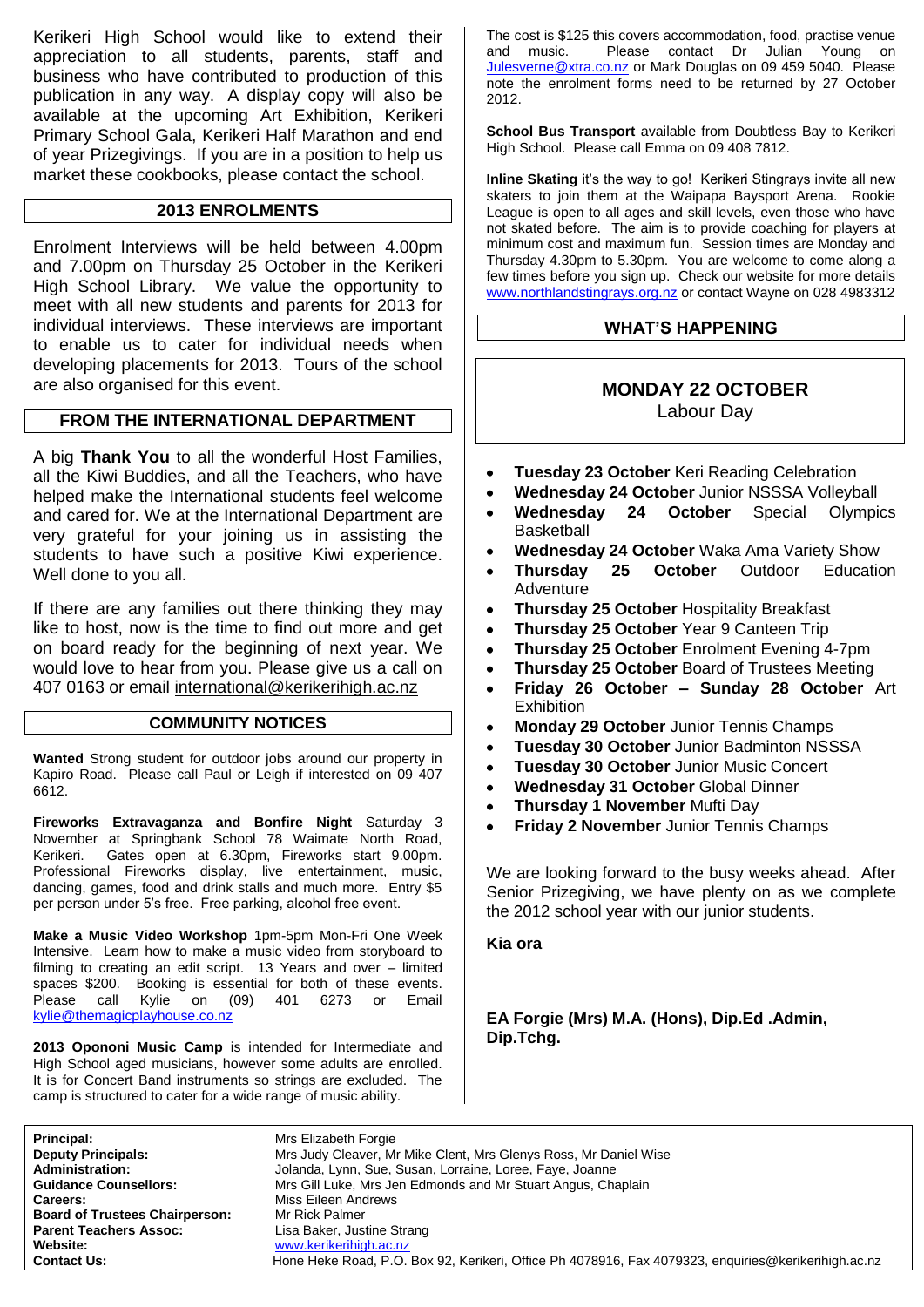Kerikeri High School would like to extend their appreciation to all students, parents, staff and business who have contributed to production of this publication in any way. A display copy will also be available at the upcoming Art Exhibition, Kerikeri Primary School Gala, Kerikeri Half Marathon and end of year Prizegivings. If you are in a position to help us market these cookbooks, please contact the school.

## 2013 ENROLMENTS

Enrolment Interviews will be held between 4.00pm and 7.00pm on Thursday 25 October in the Kerikeri High School Library. We value the opportunity to meet with all new students and parents for 2013 for individual interviews. These interviews are important to enable us to cater for individual needs when developing placements for 2013. Tours of the school are also organised for this event.

## FROM THE INTERNATIONAL DEPARTMENT

A big **Thank You** to all the wonderful Host Families, all the Kiwi Buddies, and all the Teachers, who have helped make the International students feel welcome and cared for. We at the International Department are very grateful for your joining us in assisting the students to have such a positive Kiwi experience. Well done to you all.

If there are any families out there thinking they may like to host, now is the time to find out more and get on board ready for the beginning of next year. We would love to hear from you. Please give us a call on 407 0163 or email international@kerikerihigh.ac.nz

## COMMUNITY NOTICES

**Wanted** Strong student for outdoor jobs around our property in Kapiro Road. Please call Paul or Leigh if interested on 09 407 6612.

**Fireworks Extravaganza and Bonfire Night** Saturday 3 November at Springbank School 78 Waimate North Road, Kerikeri. Gates open at 6.30pm, Fireworks start 9.00pm. Professional Fireworks display, live entertainment, music, dancing, games, food and drink stalls and much more. Entry $5 per person under 5's free. Free parking, alcohol free event.

**Make a Music Video Workshop** 1pm-5pm Mon-Fri One Week Intensive. Learn how to make a music video from storyboard to filming to creating an edit script. 13 Years and over – limited spaces $200. Booking is essential for both of these events. Please call Kylie on (09) 401 6273 or Email kylie@themagicplayhouse.co.nz

**2013 Opononi Music Camp** is intended for Intermediate and High School aged musicians, however some adults are enrolled. It is for Concert Band instruments so strings are excluded. The camp is structured to cater for a wide range of music ability. The cost is $125 this covers accommodation, food, practise venue and music. Please contact Dr Julian Young on Julesverne@xtra.co.nz or Mark Douglas on 09 459 5040. Please note the enrolment forms need to be returned by 27 October 2012.

**School Bus Transport** available from Doubtless Bay to Kerikeri High School. Please call Emma on 09 408 7812.

**Inline Skating** it's the way to go! Kerikeri Stingrays invite all new skaters to join them at the Waipapa Baysport Arena. Rookie League is open to all ages and skill levels, even those who have not skated before. The aim is to provide coaching for players at minimum cost and maximum fun. Session times are Monday and Thursday 4.30pm to 5.30pm. You are welcome to come along a few times before you sign up. Check our website for more details www.northlandstingrays.org.nz or contact Wayne on 028 4983312

## WHAT'S HAPPENING

**MONDAY 22 OCTOBER**
Labour Day

- **Tuesday 23 October** Keri Reading Celebration
- **Wednesday 24 October** Junior NSSSA Volleyball
- **Wednesday 24 October** Special Olympics Basketball
- **Wednesday 24 October** Waka Ama Variety Show
- **Thursday 25 October** Outdoor Education Adventure
- **Thursday 25 October** Hospitality Breakfast
- **Thursday 25 October** Year 9 Canteen Trip
- **Thursday 25 October** Enrolment Evening 4-7pm
- **Thursday 25 October** Board of Trustees Meeting
- **Friday 26 October – Sunday 28 October** Art Exhibition
- **Monday 29 October** Junior Tennis Champs
- **Tuesday 30 October** Junior Badminton NSSSA
- **Tuesday 30 October** Junior Music Concert
- **Wednesday 31 October** Global Dinner
- **Thursday 1 November** Mufti Day
- **Friday 2 November** Junior Tennis Champs

We are looking forward to the busy weeks ahead. After Senior Prizegiving, we have plenty on as we complete the 2012 school year with our junior students.

**Kia ora**

**EA Forgie (Mrs) M.A. (Hons), Dip.Ed .Admin, Dip.Tchg.**

| | |
|---|---|
| **Principal:** | Mrs Elizabeth Forgie |
| **Deputy Principals:** | Mrs Judy Cleaver, Mr Mike Clent, Mrs Glenys Ross, Mr Daniel Wise |
| **Administration:** | Jolanda, Lynn, Sue, Susan, Lorraine, Loree, Faye, Joanne |
| **Guidance Counsellors:** | Mrs Gill Luke, Mrs Jen Edmonds and Mr Stuart Angus, Chaplain |
| **Careers:** | Miss Eileen Andrews |
| **Board of Trustees Chairperson:** | Mr Rick Palmer |
| **Parent Teachers Assoc:** | Lisa Baker, Justine Strang |
| **Website:** | www.kerikerihigh.ac.nz |
| **Contact Us:** | Hone Heke Road, P.O. Box 92, Kerikeri, Office Ph 4078916, Fax 4079323, enquiries@kerikerihigh.ac.nz |